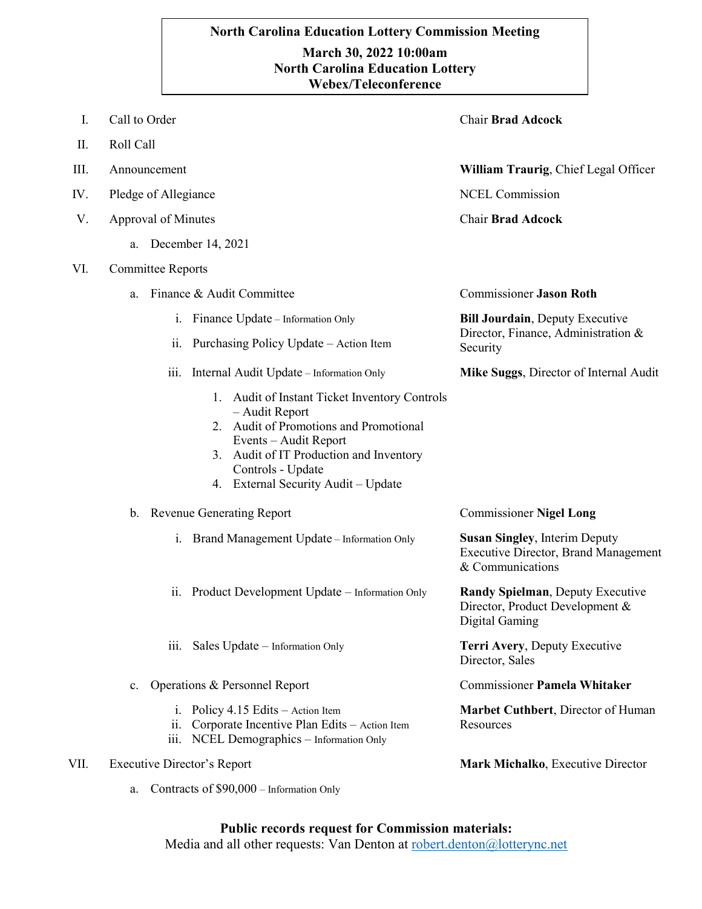**North Carolina Education Lottery Commission Meeting**

**March 30, 2022 10:00am**
**North Carolina Education Lottery**
**Webex/Teleconference**

I. Call to Order — Chair **Brad Adcock**

II. Roll Call

III. Announcement — **William Traurig**, Chief Legal Officer

IV. Pledge of Allegiance — NCEL Commission

V. Approval of Minutes — Chair **Brad Adcock**

  a. December 14, 2021

VI. Committee Reports

  a. Finance & Audit Committee — Commissioner **Jason Roth**

    i. Finance Update – Information Only — **Bill Jourdain**, Deputy Executive Director, Finance, Administration & Security

    ii. Purchasing Policy Update – Action Item

    iii. Internal Audit Update – Information Only — **Mike Suggs**, Director of Internal Audit

      1. Audit of Instant Ticket Inventory Controls – Audit Report
      2. Audit of Promotions and Promotional Events – Audit Report
      3. Audit of IT Production and Inventory Controls - Update
      4. External Security Audit – Update

  b. Revenue Generating Report — Commissioner **Nigel Long**

    i. Brand Management Update – Information Only — **Susan Singley**, Interim Deputy Executive Director, Brand Management & Communications

    ii. Product Development Update – Information Only — **Randy Spielman**, Deputy Executive Director, Product Development & Digital Gaming

    iii. Sales Update – Information Only — **Terri Avery**, Deputy Executive Director, Sales

  c. Operations & Personnel Report — Commissioner **Pamela Whitaker**

    i. Policy 4.15 Edits – Action Item — **Marbet Cuthbert**, Director of Human Resources

    ii. Corporate Incentive Plan Edits – Action Item

    iii. NCEL Demographics – Information Only

VII. Executive Director's Report — **Mark Michalko**, Executive Director

  a. Contracts of $90,000 – Information Only

**Public records request for Commission materials:**
Media and all other requests: Van Denton at robert.denton@lotterync.net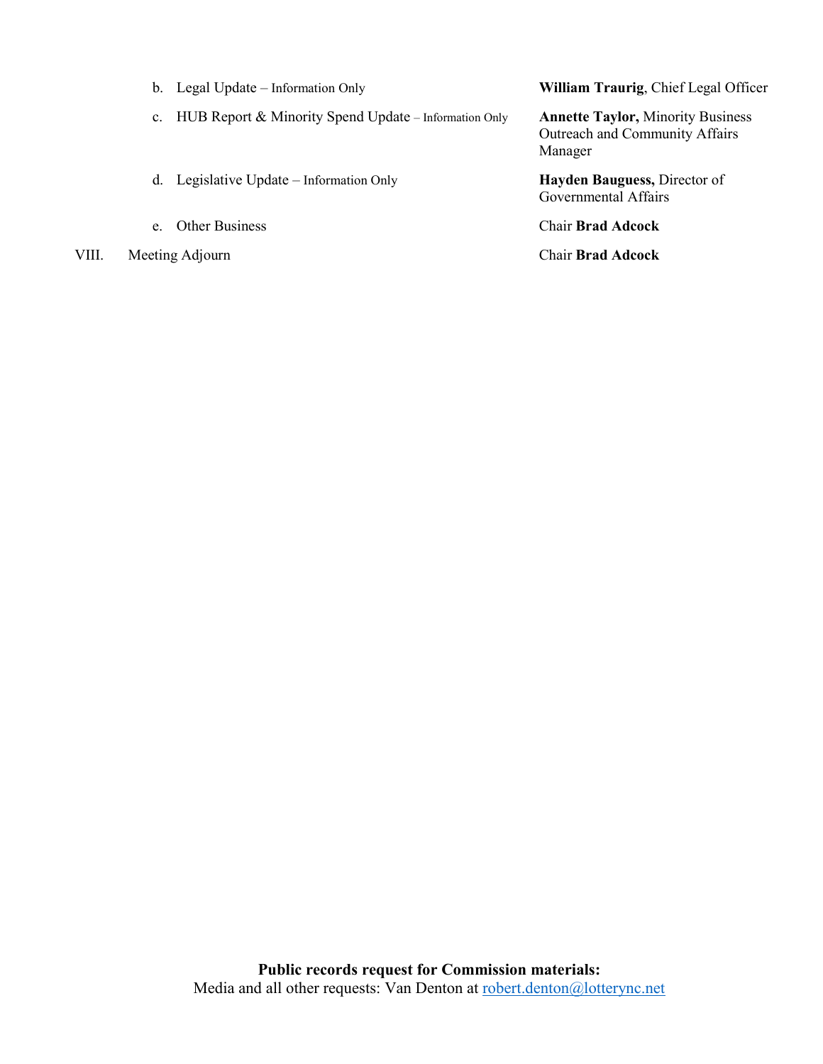b. Legal Update – Information Only — **William Traurig**, Chief Legal Officer

c. HUB Report & Minority Spend Update – Information Only — **Annette Taylor,** Minority Business Outreach and Community Affairs Manager

d. Legislative Update – Information Only — **Hayden Bauguess,** Director of Governmental Affairs

e. Other Business — Chair **Brad Adcock**

VIII. Meeting Adjourn — Chair **Brad Adcock**

**Public records request for Commission materials:**
Media and all other requests: Van Denton at robert.denton@lotterync.net